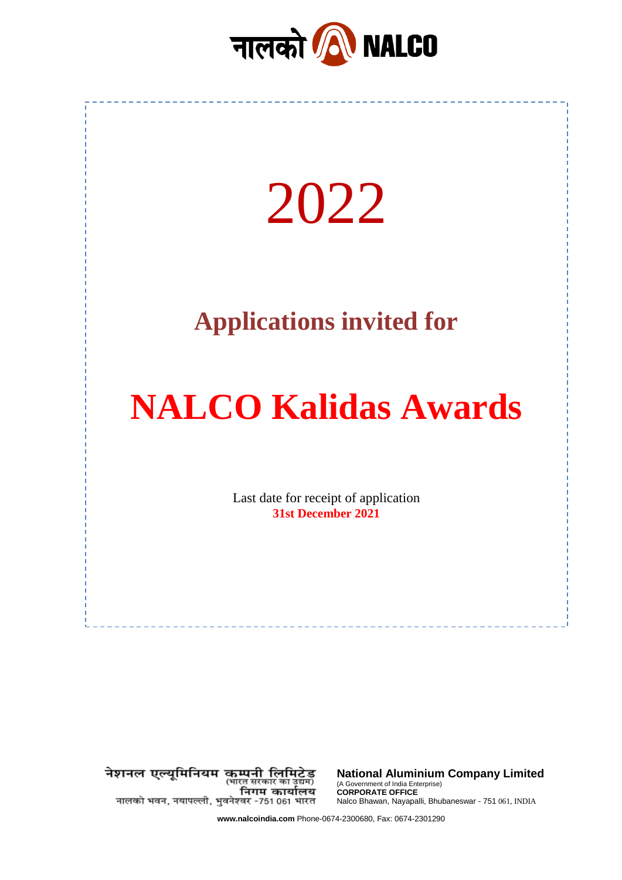नालको NALCO

# 2022

## Applications invited for

# NALCO Kalidas Awards

Last date for receipt of application
**31st December 2021**

नेशनल एल्यूमिनियम कम्पनी लिमिटेड
(भारत सरकार का उद्यम)
निगम कार्यालय
नालको भवन, नयापल्ली, भुवनेश्वर -751 061 भारत

**National Aluminium Company Limited**
(A Government of India Enterprise)
**CORPORATE OFFICE**
Nalco Bhawan, Nayapalli, Bhubaneswar - 751 061, INDIA

**www.nalcoindia.com** Phone-0674-2300680, Fax: 0674-2301290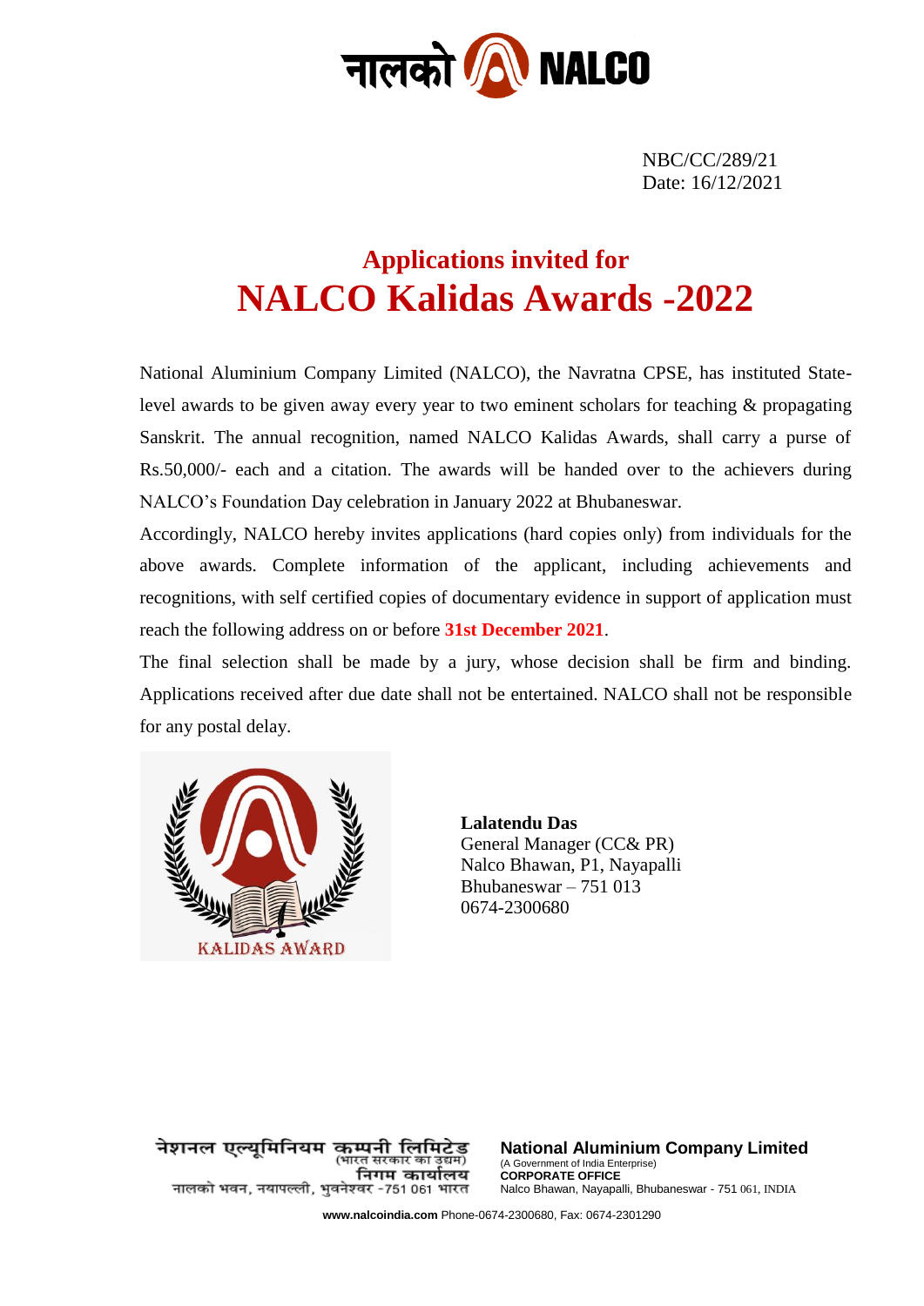NBC/CC/289/21
Date: 16/12/2021

# Applications invited for
# NALCO Kalidas Awards -2022

National Aluminium Company Limited (NALCO), the Navratna CPSE, has instituted State-level awards to be given away every year to two eminent scholars for teaching & propagating Sanskrit. The annual recognition, named NALCO Kalidas Awards, shall carry a purse of Rs.50,000/- each and a citation. The awards will be handed over to the achievers during NALCO's Foundation Day celebration in January 2022 at Bhubaneswar.

Accordingly, NALCO hereby invites applications (hard copies only) from individuals for the above awards. Complete information of the applicant, including achievements and recognitions, with self certified copies of documentary evidence in support of application must reach the following address on or before **31st December 2021**.

The final selection shall be made by a jury, whose decision shall be firm and binding. Applications received after due date shall not be entertained. NALCO shall not be responsible for any postal delay.

KALIDAS AWARD

**Lalatendu Das**
General Manager (CC& PR)
Nalco Bhawan, P1, Nayapalli
Bhubaneswar – 751 013
0674-2300680

नेशनल एल्यूमिनियम कम्पनी लिमिटेड
(भारत सरकार का उद्यम)
निगम कार्यालय
नालको भवन, नयापल्ली, भुवनेश्वर -751 061 भारत

**National Aluminium Company Limited**
(A Government of India Enterprise)
**CORPORATE OFFICE**
Nalco Bhawan, Nayapalli, Bhubaneswar - 751 061, INDIA

**www.nalcoindia.com** Phone-0674-2300680, Fax: 0674-2301290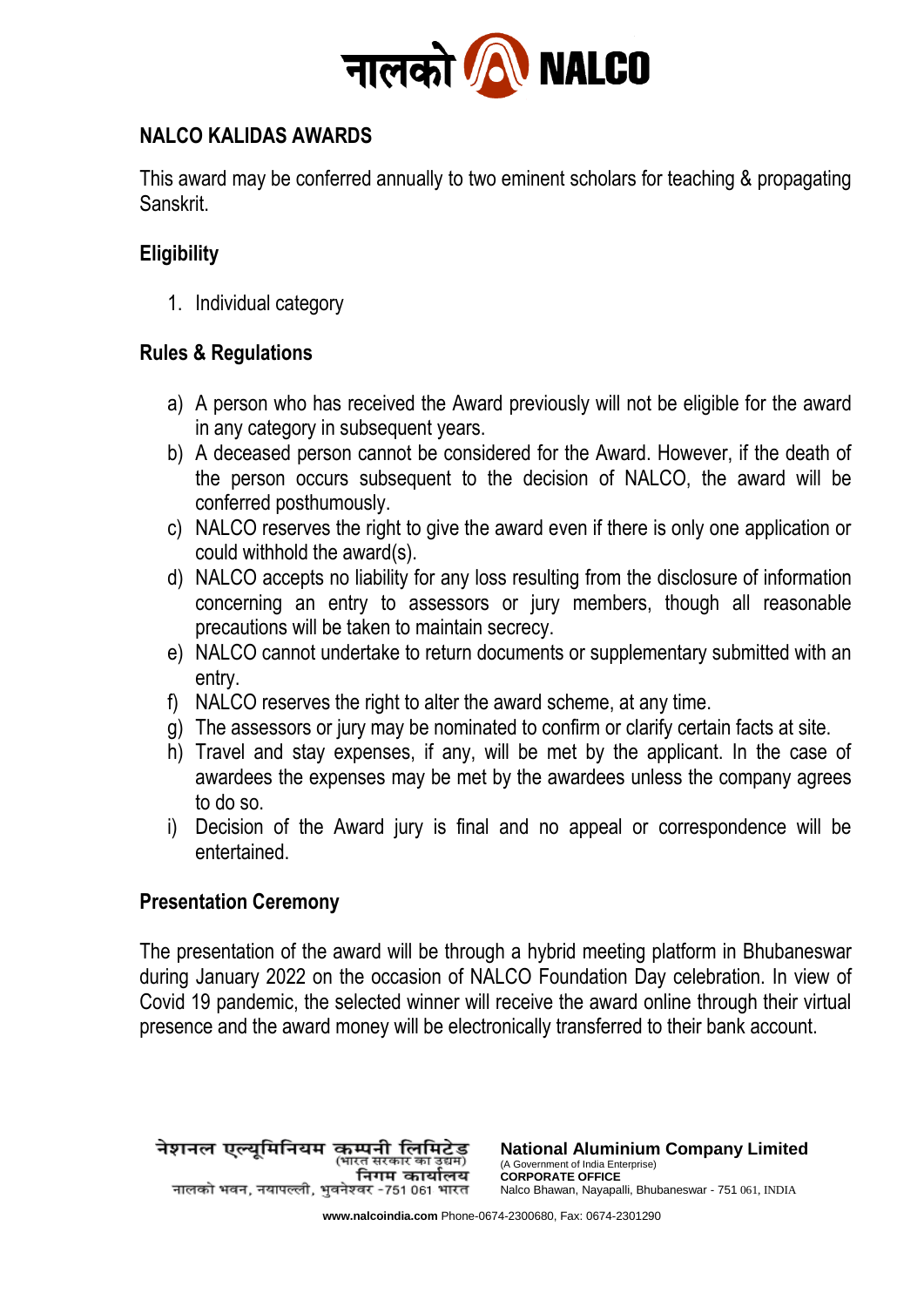## NALCO KALIDAS AWARDS

This award may be conferred annually to two eminent scholars for teaching & propagating Sanskrit.

### Eligibility

1. Individual category

### Rules & Regulations

a) A person who has received the Award previously will not be eligible for the award in any category in subsequent years.
b) A deceased person cannot be considered for the Award. However, if the death of the person occurs subsequent to the decision of NALCO, the award will be conferred posthumously.
c) NALCO reserves the right to give the award even if there is only one application or could withhold the award(s).
d) NALCO accepts no liability for any loss resulting from the disclosure of information concerning an entry to assessors or jury members, though all reasonable precautions will be taken to maintain secrecy.
e) NALCO cannot undertake to return documents or supplementary submitted with an entry.
f) NALCO reserves the right to alter the award scheme, at any time.
g) The assessors or jury may be nominated to confirm or clarify certain facts at site.
h) Travel and stay expenses, if any, will be met by the applicant. In the case of awardees the expenses may be met by the awardees unless the company agrees to do so.
i) Decision of the Award jury is final and no appeal or correspondence will be entertained.

### Presentation Ceremony

The presentation of the award will be through a hybrid meeting platform in Bhubaneswar during January 2022 on the occasion of NALCO Foundation Day celebration. In view of Covid 19 pandemic, the selected winner will receive the award online through their virtual presence and the award money will be electronically transferred to their bank account.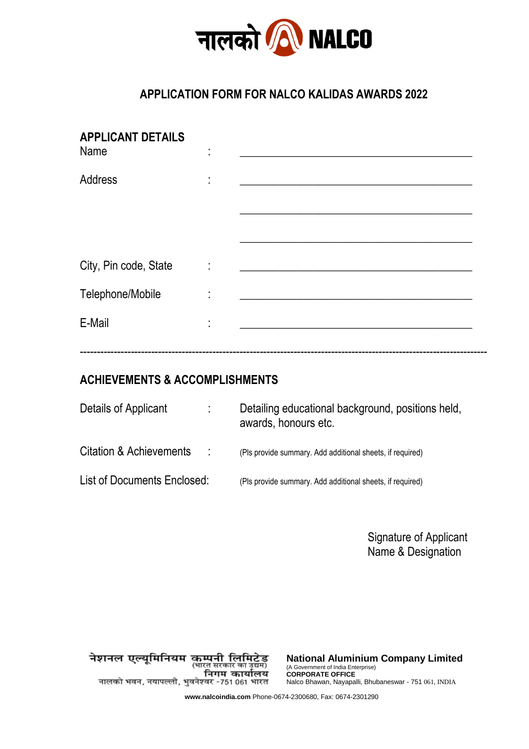नालको NALCO

## APPLICATION FORM FOR NALCO KALIDAS AWARDS 2022

### APPLICANT DETAILS

Name : ________________________________________

Address : ________________________________________

________________________________________

________________________________________

City, Pin code, State : ________________________________________

Telephone/Mobile : ________________________________________

E-Mail : ________________________________________

---

### ACHIEVEMENTS & ACCOMPLISHMENTS

Details of Applicant : Detailing educational background, positions held, awards, honours etc.

Citation & Achievements : (Pls provide summary. Add additional sheets, if required)

List of Documents Enclosed: (Pls provide summary. Add additional sheets, if required)

Signature of Applicant
Name & Designation

नेशनल एल्यूमिनियम कम्पनी लिमिटेड
(भारत सरकार का उद्यम)
निगम कार्यालय
नालको भवन, नयापल्ली, भुवनेश्वर -751 061 भारत

**National Aluminium Company Limited**
(A Government of India Enterprise)
**CORPORATE OFFICE**
Nalco Bhawan, Nayapalli, Bhubaneswar - 751 061, INDIA

**www.nalcoindia.com** Phone-0674-2300680, Fax: 0674-2301290